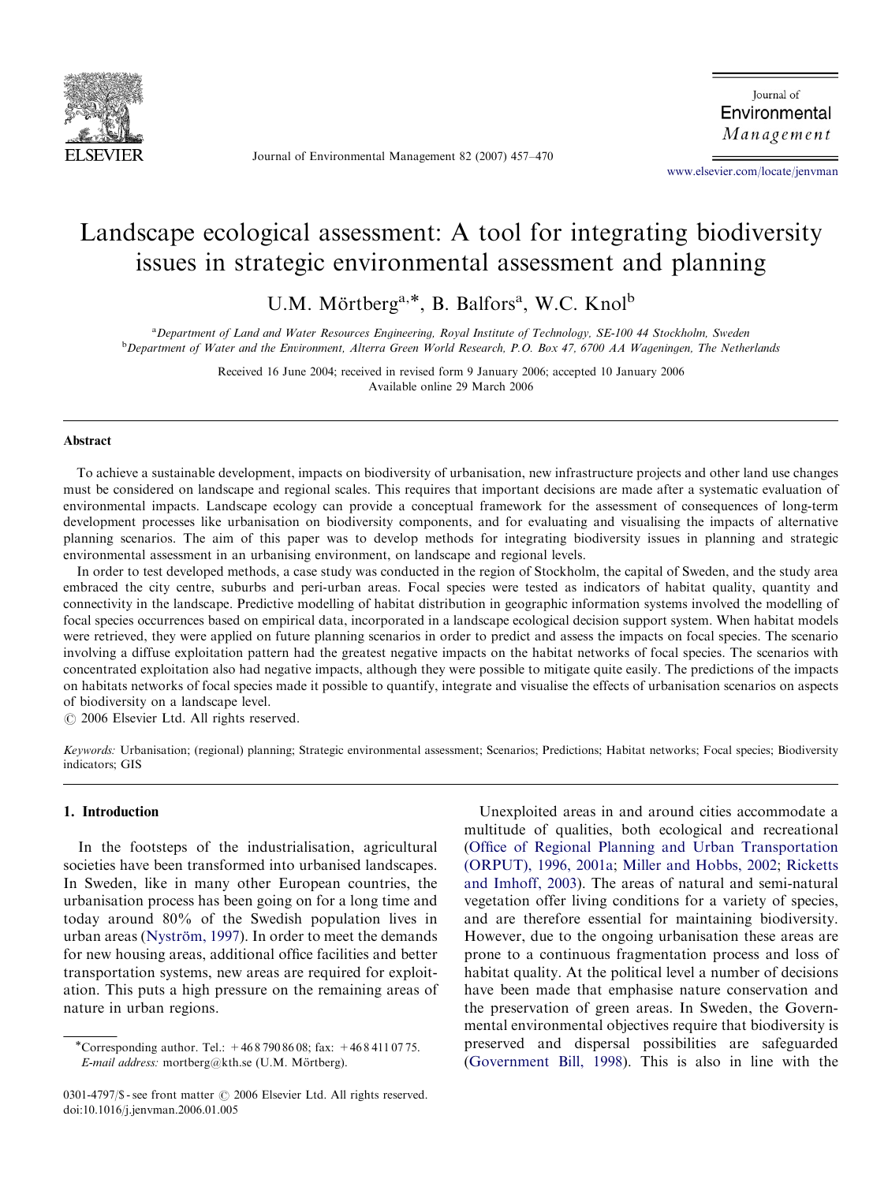# Landscape ecological assessment: A tool for integrating biodiversity issues in strategic environmental assessment and planning

U.M. Mörtberg[a,*], B. Balfors[a], W.C. Knol[b]

[a]Department of Land and Water Resources Engineering, Royal Institute of Technology, SE-100 44 Stockholm, Sweden

[b]Department of Water and the Environment, Alterra Green World Research, P.O. Box 47, 6700 AA Wageningen, The Netherlands

Received 16 June 2004; received in revised form 9 January 2006; accepted 10 January 2006
Available online 29 March 2006

## Abstract

To achieve a sustainable development, impacts on biodiversity of urbanisation, new infrastructure projects and other land use changes must be considered on landscape and regional scales. This requires that important decisions are made after a systematic evaluation of environmental impacts. Landscape ecology can provide a conceptual framework for the assessment of consequences of long-term development processes like urbanisation on biodiversity components, and for evaluating and visualising the impacts of alternative planning scenarios. The aim of this paper was to develop methods for integrating biodiversity issues in planning and strategic environmental assessment in an urbanising environment, on landscape and regional levels.

In order to test developed methods, a case study was conducted in the region of Stockholm, the capital of Sweden, and the study area embraced the city centre, suburbs and peri-urban areas. Focal species were tested as indicators of habitat quality, quantity and connectivity in the landscape. Predictive modelling of habitat distribution in geographic information systems involved the modelling of focal species occurrences based on empirical data, incorporated in a landscape ecological decision support system. When habitat models were retrieved, they were applied on future planning scenarios in order to predict and assess the impacts on focal species. The scenario involving a diffuse exploitation pattern had the greatest negative impacts on the habitat networks of focal species. The scenarios with concentrated exploitation also had negative impacts, although they were possible to mitigate quite easily. The predictions of the impacts on habitats networks of focal species made it possible to quantify, integrate and visualise the effects of urbanisation scenarios on aspects of biodiversity on a landscape level.

© 2006 Elsevier Ltd. All rights reserved.

*Keywords:* Urbanisation; (regional) planning; Strategic environmental assessment; Scenarios; Predictions; Habitat networks; Focal species; Biodiversity indicators; GIS

## 1. Introduction

In the footsteps of the industrialisation, agricultural societies have been transformed into urbanised landscapes. In Sweden, like in many other European countries, the urbanisation process has been going on for a long time and today around 80% of the Swedish population lives in urban areas (Nyström, 1997). In order to meet the demands for new housing areas, additional office facilities and better transportation systems, new areas are required for exploitation. This puts a high pressure on the remaining areas of nature in urban regions.

Unexploited areas in and around cities accommodate a multitude of qualities, both ecological and recreational (Office of Regional Planning and Urban Transportation (ORPUT), 1996, 2001a; Miller and Hobbs, 2002; Ricketts and Imhoff, 2003). The areas of natural and semi-natural vegetation offer living conditions for a variety of species, and are therefore essential for maintaining biodiversity. However, due to the ongoing urbanisation these areas are prone to a continuous fragmentation process and loss of habitat quality. At the political level a number of decisions have been made that emphasise nature conservation and the preservation of green areas. In Sweden, the Governmental environmental objectives require that biodiversity is preserved and dispersal possibilities are safeguarded (Government Bill, 1998). This is also in line with the

*Corresponding author. Tel.: +46 8 790 86 08; fax: +46 8 411 07 75.
*E-mail address:* mortberg@kth.se (U.M. Mörtberg).

0301-4797/$ - see front matter © 2006 Elsevier Ltd. All rights reserved.
doi:10.1016/j.jenvman.2006.01.005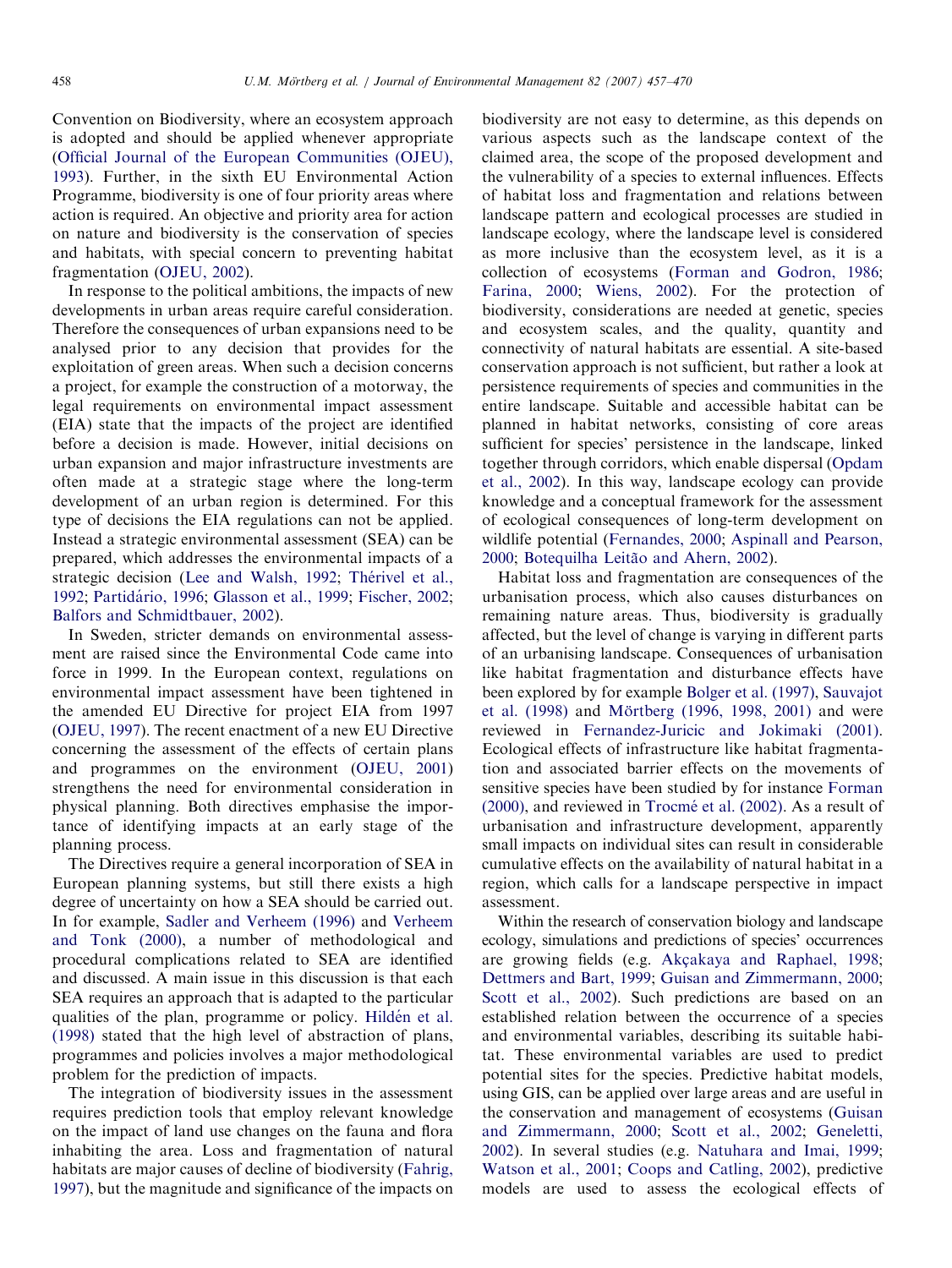Convention on Biodiversity, where an ecosystem approach is adopted and should be applied whenever appropriate (Official Journal of the European Communities (OJEU), 1993). Further, in the sixth EU Environmental Action Programme, biodiversity is one of four priority areas where action is required. An objective and priority area for action on nature and biodiversity is the conservation of species and habitats, with special concern to preventing habitat fragmentation (OJEU, 2002).

In response to the political ambitions, the impacts of new developments in urban areas require careful consideration. Therefore the consequences of urban expansions need to be analysed prior to any decision that provides for the exploitation of green areas. When such a decision concerns a project, for example the construction of a motorway, the legal requirements on environmental impact assessment (EIA) state that the impacts of the project are identified before a decision is made. However, initial decisions on urban expansion and major infrastructure investments are often made at a strategic stage where the long-term development of an urban region is determined. For this type of decisions the EIA regulations can not be applied. Instead a strategic environmental assessment (SEA) can be prepared, which addresses the environmental impacts of a strategic decision (Lee and Walsh, 1992; Thérivel et al., 1992; Partidário, 1996; Glasson et al., 1999; Fischer, 2002; Balfors and Schmidtbauer, 2002).

In Sweden, stricter demands on environmental assessment are raised since the Environmental Code came into force in 1999. In the European context, regulations on environmental impact assessment have been tightened in the amended EU Directive for project EIA from 1997 (OJEU, 1997). The recent enactment of a new EU Directive concerning the assessment of the effects of certain plans and programmes on the environment (OJEU, 2001) strengthens the need for environmental consideration in physical planning. Both directives emphasise the importance of identifying impacts at an early stage of the planning process.

The Directives require a general incorporation of SEA in European planning systems, but still there exists a high degree of uncertainty on how a SEA should be carried out. In for example, Sadler and Verheem (1996) and Verheem and Tonk (2000), a number of methodological and procedural complications related to SEA are identified and discussed. A main issue in this discussion is that each SEA requires an approach that is adapted to the particular qualities of the plan, programme or policy. Hildén et al. (1998) stated that the high level of abstraction of plans, programmes and policies involves a major methodological problem for the prediction of impacts.

The integration of biodiversity issues in the assessment requires prediction tools that employ relevant knowledge on the impact of land use changes on the fauna and flora inhabiting the area. Loss and fragmentation of natural habitats are major causes of decline of biodiversity (Fahrig, 1997), but the magnitude and significance of the impacts on biodiversity are not easy to determine, as this depends on various aspects such as the landscape context of the claimed area, the scope of the proposed development and the vulnerability of a species to external influences. Effects of habitat loss and fragmentation and relations between landscape pattern and ecological processes are studied in landscape ecology, where the landscape level is considered as more inclusive than the ecosystem level, as it is a collection of ecosystems (Forman and Godron, 1986; Farina, 2000; Wiens, 2002). For the protection of biodiversity, considerations are needed at genetic, species and ecosystem scales, and the quality, quantity and connectivity of natural habitats are essential. A site-based conservation approach is not sufficient, but rather a look at persistence requirements of species and communities in the entire landscape. Suitable and accessible habitat can be planned in habitat networks, consisting of core areas sufficient for species' persistence in the landscape, linked together through corridors, which enable dispersal (Opdam et al., 2002). In this way, landscape ecology can provide knowledge and a conceptual framework for the assessment of ecological consequences of long-term development on wildlife potential (Fernandes, 2000; Aspinall and Pearson, 2000; Botequilha Leitão and Ahern, 2002).

Habitat loss and fragmentation are consequences of the urbanisation process, which also causes disturbances on remaining nature areas. Thus, biodiversity is gradually affected, but the level of change is varying in different parts of an urbanising landscape. Consequences of urbanisation like habitat fragmentation and disturbance effects have been explored by for example Bolger et al. (1997), Sauvajot et al. (1998) and Mörtberg (1996, 1998, 2001) and were reviewed in Fernandez-Juricic and Jokimaki (2001). Ecological effects of infrastructure like habitat fragmentation and associated barrier effects on the movements of sensitive species have been studied by for instance Forman (2000), and reviewed in Trocmé et al. (2002). As a result of urbanisation and infrastructure development, apparently small impacts on individual sites can result in considerable cumulative effects on the availability of natural habitat in a region, which calls for a landscape perspective in impact assessment.

Within the research of conservation biology and landscape ecology, simulations and predictions of species' occurrences are growing fields (e.g. Akçakaya and Raphael, 1998; Dettmers and Bart, 1999; Guisan and Zimmermann, 2000; Scott et al., 2002). Such predictions are based on an established relation between the occurrence of a species and environmental variables, describing its suitable habitat. These environmental variables are used to predict potential sites for the species. Predictive habitat models, using GIS, can be applied over large areas and are useful in the conservation and management of ecosystems (Guisan and Zimmermann, 2000; Scott et al., 2002; Geneletti, 2002). In several studies (e.g. Natuhara and Imai, 1999; Watson et al., 2001; Coops and Catling, 2002), predictive models are used to assess the ecological effects of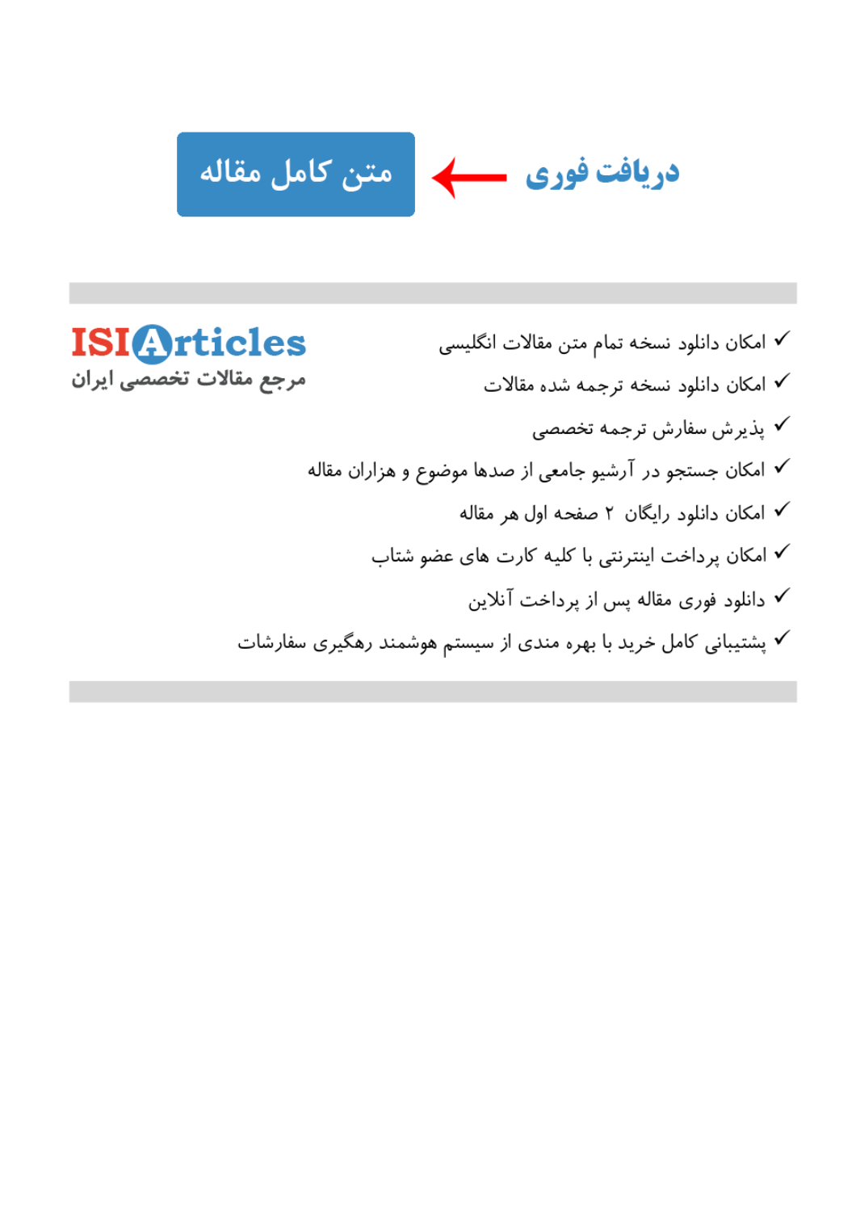دریافت فوری ← متن کامل مقاله

ISIArticles
مرجع مقالات تخصصی ایران

- ✓ امکان دانلود نسخه تمام متن مقالات انگلیسی
- ✓ امکان دانلود نسخه ترجمه شده مقالات
- ✓ پذیرش سفارش ترجمه تخصصی
- ✓ امکان جستجو در آرشیو جامعی از صدها موضوع و هزاران مقاله
- ✓ امکان دانلود رایگان ۲ صفحه اول هر مقاله
- ✓ امکان پرداخت اینترنتی با کلیه کارت های عضو شتاب
- ✓ دانلود فوری مقاله پس از پرداخت آنلاین
- ✓ پشتیبانی کامل خرید با بهره مندی از سیستم هوشمند رهگیری سفارشات